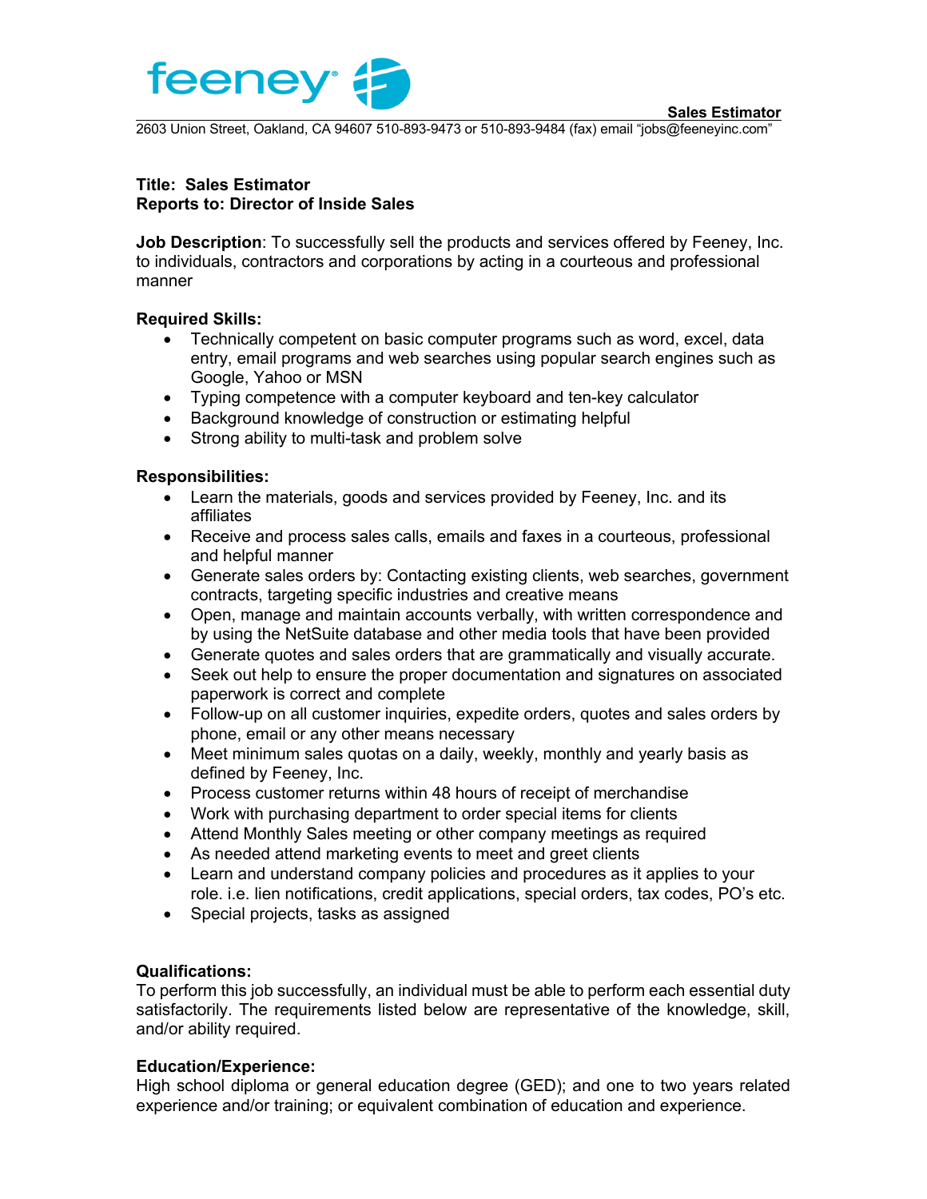feeney

**Sales Estimator**

2603 Union Street, Oakland, CA 94607 510-893-9473 or 510-893-9484 (fax) email "jobs@feeneyinc.com"

**Title: Sales Estimator**
**Reports to: Director of Inside Sales**

**Job Description**: To successfully sell the products and services offered by Feeney, Inc. to individuals, contractors and corporations by acting in a courteous and professional manner

**Required Skills:**

- Technically competent on basic computer programs such as word, excel, data entry, email programs and web searches using popular search engines such as Google, Yahoo or MSN
- Typing competence with a computer keyboard and ten-key calculator
- Background knowledge of construction or estimating helpful
- Strong ability to multi-task and problem solve

**Responsibilities:**

- Learn the materials, goods and services provided by Feeney, Inc. and its affiliates
- Receive and process sales calls, emails and faxes in a courteous, professional and helpful manner
- Generate sales orders by: Contacting existing clients, web searches, government contracts, targeting specific industries and creative means
- Open, manage and maintain accounts verbally, with written correspondence and by using the NetSuite database and other media tools that have been provided
- Generate quotes and sales orders that are grammatically and visually accurate.
- Seek out help to ensure the proper documentation and signatures on associated paperwork is correct and complete
- Follow-up on all customer inquiries, expedite orders, quotes and sales orders by phone, email or any other means necessary
- Meet minimum sales quotas on a daily, weekly, monthly and yearly basis as defined by Feeney, Inc.
- Process customer returns within 48 hours of receipt of merchandise
- Work with purchasing department to order special items for clients
- Attend Monthly Sales meeting or other company meetings as required
- As needed attend marketing events to meet and greet clients
- Learn and understand company policies and procedures as it applies to your role. i.e. lien notifications, credit applications, special orders, tax codes, PO's etc.
- Special projects, tasks as assigned

**Qualifications:**

To perform this job successfully, an individual must be able to perform each essential duty satisfactorily. The requirements listed below are representative of the knowledge, skill, and/or ability required.

**Education/Experience:**

High school diploma or general education degree (GED); and one to two years related experience and/or training; or equivalent combination of education and experience.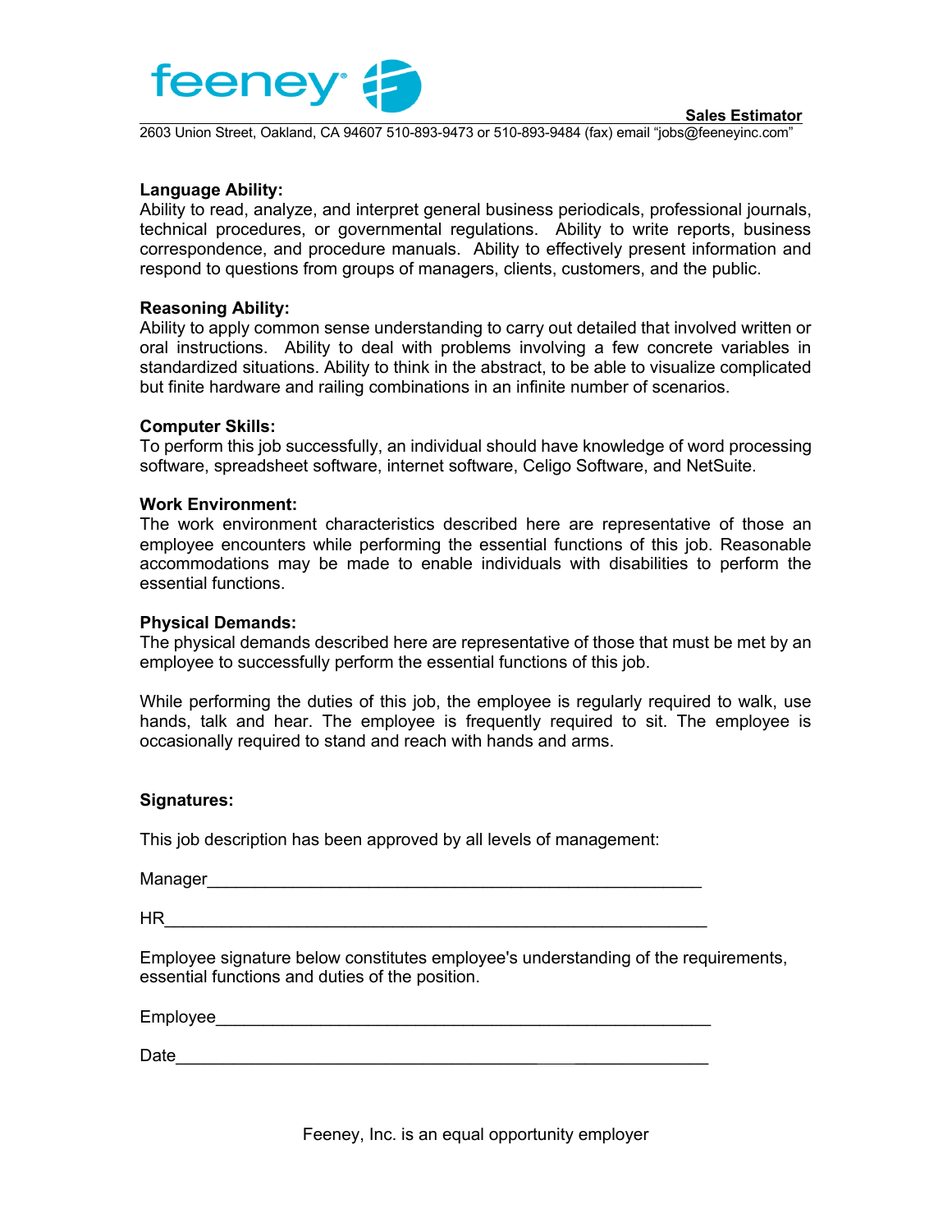**Language Ability:**
Ability to read, analyze, and interpret general business periodicals, professional journals, technical procedures, or governmental regulations. Ability to write reports, business correspondence, and procedure manuals. Ability to effectively present information and respond to questions from groups of managers, clients, customers, and the public.

**Reasoning Ability:**
Ability to apply common sense understanding to carry out detailed that involved written or oral instructions. Ability to deal with problems involving a few concrete variables in standardized situations. Ability to think in the abstract, to be able to visualize complicated but finite hardware and railing combinations in an infinite number of scenarios.

**Computer Skills:**
To perform this job successfully, an individual should have knowledge of word processing software, spreadsheet software, internet software, Celigo Software, and NetSuite.

**Work Environment:**
The work environment characteristics described here are representative of those an employee encounters while performing the essential functions of this job. Reasonable accommodations may be made to enable individuals with disabilities to perform the essential functions.

**Physical Demands:**
The physical demands described here are representative of those that must be met by an employee to successfully perform the essential functions of this job.

While performing the duties of this job, the employee is regularly required to walk, use hands, talk and hear. The employee is frequently required to sit. The employee is occasionally required to stand and reach with hands and arms.

**Signatures:**

This job description has been approved by all levels of management:

Manager_____________________________________________________

HR__________________________________________________________

Employee signature below constitutes employee's understanding of the requirements, essential functions and duties of the position.

Employee_____________________________________________________

Date_________________________________________________________

Feeney, Inc. is an equal opportunity employer